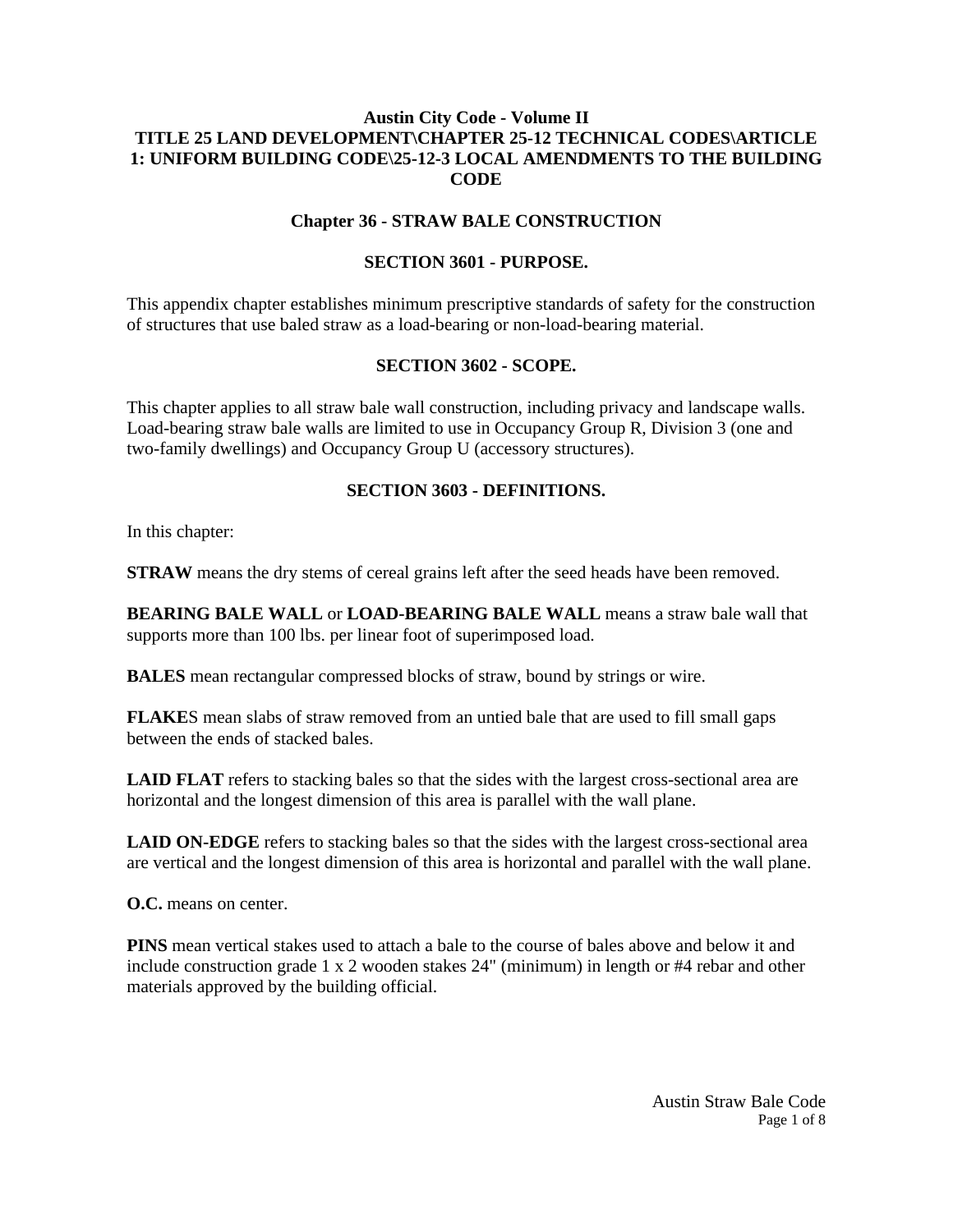# Austin City Code - Volume II
# TITLE 25 LAND DEVELOPMENT\CHAPTER 25-12 TECHNICAL CODES\ARTICLE 1: UNIFORM BUILDING CODE\25-12-3 LOCAL AMENDMENTS TO THE BUILDING CODE

## Chapter 36 - STRAW BALE CONSTRUCTION

### SECTION 3601 - PURPOSE.

This appendix chapter establishes minimum prescriptive standards of safety for the construction of structures that use baled straw as a load-bearing or non-load-bearing material.

### SECTION 3602 - SCOPE.

This chapter applies to all straw bale wall construction, including privacy and landscape walls. Load-bearing straw bale walls are limited to use in Occupancy Group R, Division 3 (one and two-family dwellings) and Occupancy Group U (accessory structures).

### SECTION 3603 - DEFINITIONS.

In this chapter:

**STRAW** means the dry stems of cereal grains left after the seed heads have been removed.

**BEARING BALE WALL** or **LOAD-BEARING BALE WALL** means a straw bale wall that supports more than 100 lbs. per linear foot of superimposed load.

**BALES** mean rectangular compressed blocks of straw, bound by strings or wire.

**FLAKE**S mean slabs of straw removed from an untied bale that are used to fill small gaps between the ends of stacked bales.

**LAID FLAT** refers to stacking bales so that the sides with the largest cross-sectional area are horizontal and the longest dimension of this area is parallel with the wall plane.

**LAID ON-EDGE** refers to stacking bales so that the sides with the largest cross-sectional area are vertical and the longest dimension of this area is horizontal and parallel with the wall plane.

**O.C.** means on center.

**PINS** mean vertical stakes used to attach a bale to the course of bales above and below it and include construction grade 1 x 2 wooden stakes 24" (minimum) in length or #4 rebar and other materials approved by the building official.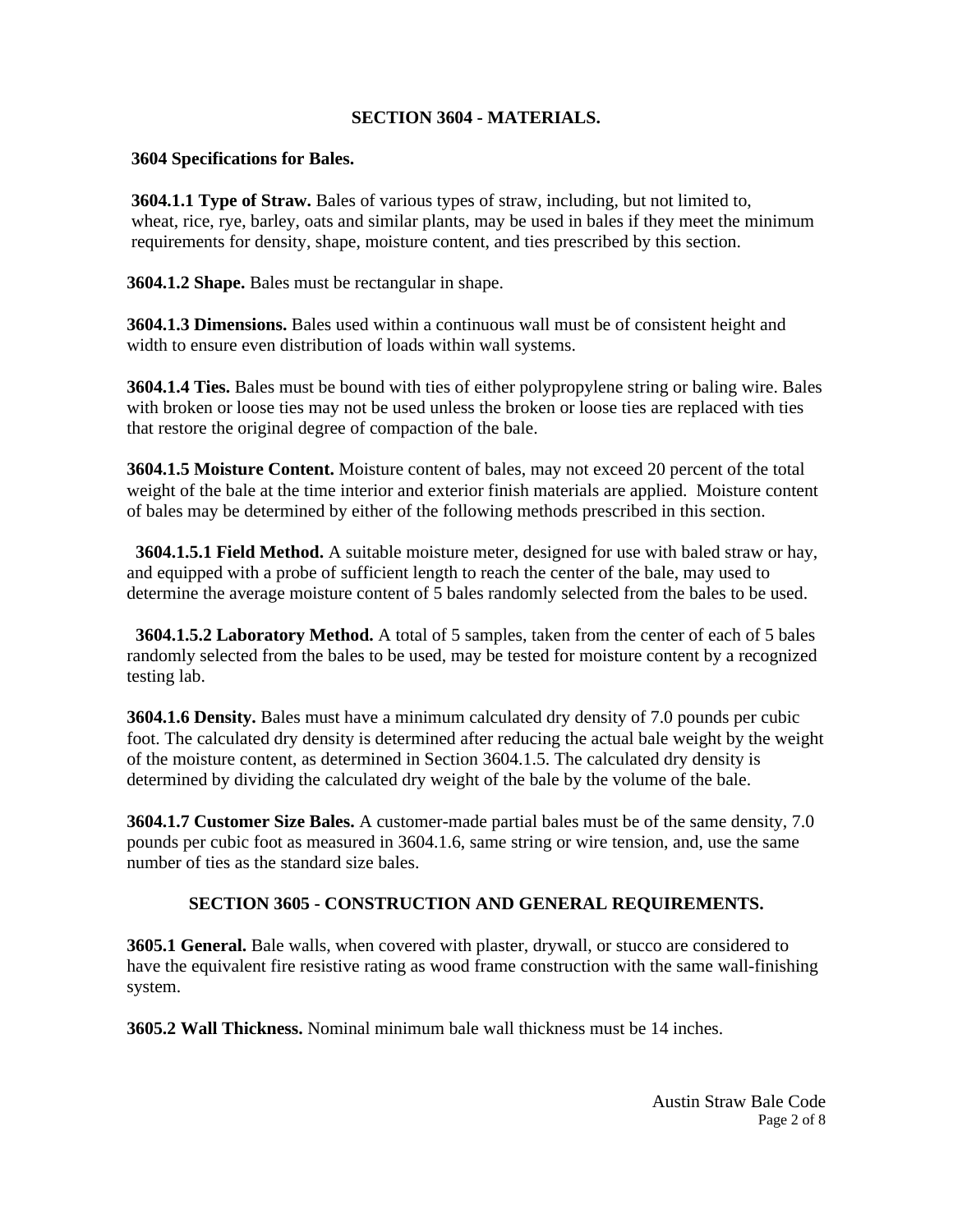## SECTION 3604 - MATERIALS.

### 3604 Specifications for Bales.

**3604.1.1 Type of Straw.** Bales of various types of straw, including, but not limited to, wheat, rice, rye, barley, oats and similar plants, may be used in bales if they meet the minimum requirements for density, shape, moisture content, and ties prescribed by this section.

**3604.1.2 Shape.** Bales must be rectangular in shape.

**3604.1.3 Dimensions.** Bales used within a continuous wall must be of consistent height and width to ensure even distribution of loads within wall systems.

**3604.1.4 Ties.** Bales must be bound with ties of either polypropylene string or baling wire. Bales with broken or loose ties may not be used unless the broken or loose ties are replaced with ties that restore the original degree of compaction of the bale.

**3604.1.5 Moisture Content.** Moisture content of bales, may not exceed 20 percent of the total weight of the bale at the time interior and exterior finish materials are applied. Moisture content of bales may be determined by either of the following methods prescribed in this section.

**3604.1.5.1 Field Method.** A suitable moisture meter, designed for use with baled straw or hay, and equipped with a probe of sufficient length to reach the center of the bale, may used to determine the average moisture content of 5 bales randomly selected from the bales to be used.

**3604.1.5.2 Laboratory Method.** A total of 5 samples, taken from the center of each of 5 bales randomly selected from the bales to be used, may be tested for moisture content by a recognized testing lab.

**3604.1.6 Density.** Bales must have a minimum calculated dry density of 7.0 pounds per cubic foot. The calculated dry density is determined after reducing the actual bale weight by the weight of the moisture content, as determined in Section 3604.1.5. The calculated dry density is determined by dividing the calculated dry weight of the bale by the volume of the bale.

**3604.1.7 Customer Size Bales.** A customer-made partial bales must be of the same density, 7.0 pounds per cubic foot as measured in 3604.1.6, same string or wire tension, and, use the same number of ties as the standard size bales.

## SECTION 3605 - CONSTRUCTION AND GENERAL REQUIREMENTS.

**3605.1 General.** Bale walls, when covered with plaster, drywall, or stucco are considered to have the equivalent fire resistive rating as wood frame construction with the same wall-finishing system.

**3605.2 Wall Thickness.** Nominal minimum bale wall thickness must be 14 inches.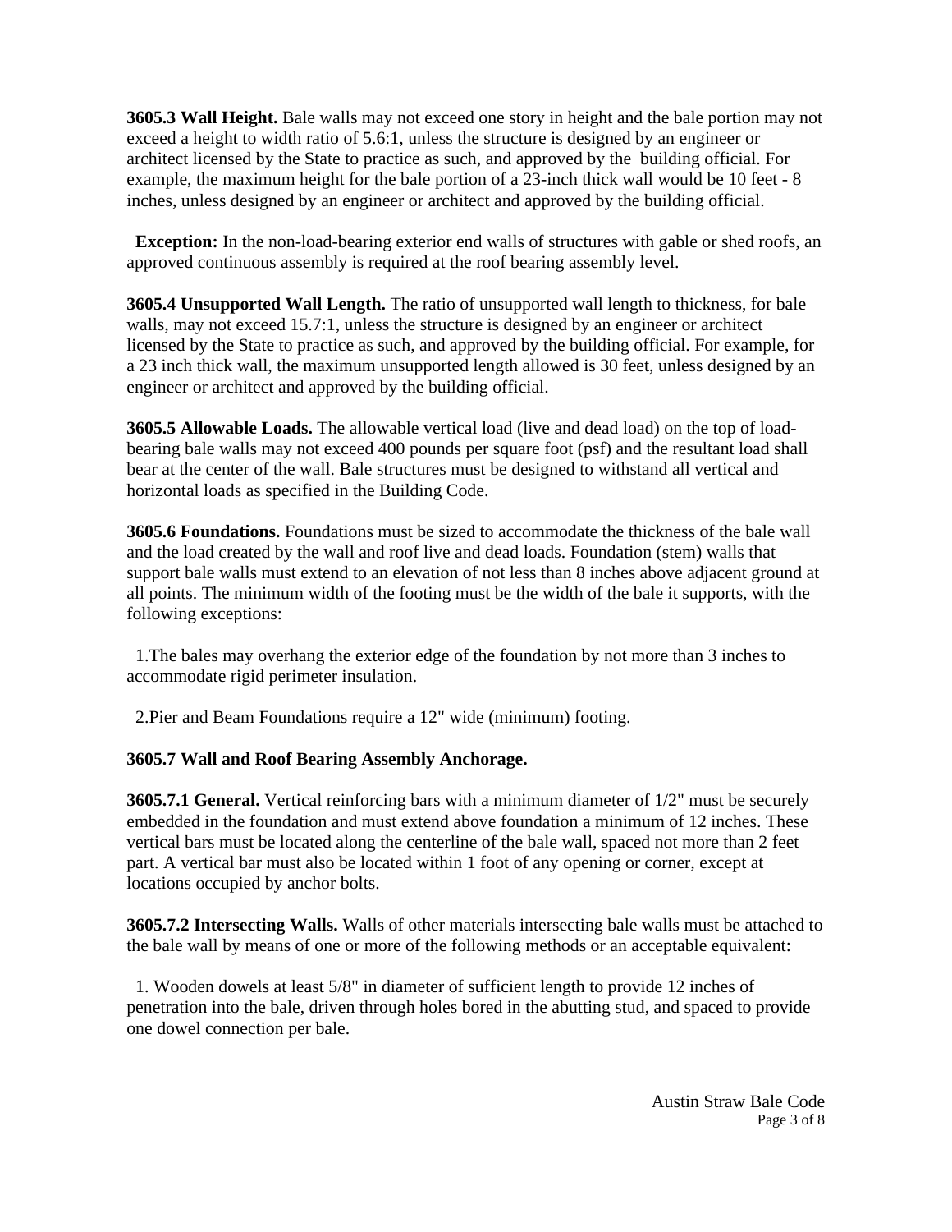**3605.3 Wall Height.** Bale walls may not exceed one story in height and the bale portion may not exceed a height to width ratio of 5.6:1, unless the structure is designed by an engineer or architect licensed by the State to practice as such, and approved by the building official. For example, the maximum height for the bale portion of a 23-inch thick wall would be 10 feet - 8 inches, unless designed by an engineer or architect and approved by the building official.

**Exception:** In the non-load-bearing exterior end walls of structures with gable or shed roofs, an approved continuous assembly is required at the roof bearing assembly level.

**3605.4 Unsupported Wall Length.** The ratio of unsupported wall length to thickness, for bale walls, may not exceed 15.7:1, unless the structure is designed by an engineer or architect licensed by the State to practice as such, and approved by the building official. For example, for a 23 inch thick wall, the maximum unsupported length allowed is 30 feet, unless designed by an engineer or architect and approved by the building official.

**3605.5 Allowable Loads.** The allowable vertical load (live and dead load) on the top of load-bearing bale walls may not exceed 400 pounds per square foot (psf) and the resultant load shall bear at the center of the wall. Bale structures must be designed to withstand all vertical and horizontal loads as specified in the Building Code.

**3605.6 Foundations.** Foundations must be sized to accommodate the thickness of the bale wall and the load created by the wall and roof live and dead loads. Foundation (stem) walls that support bale walls must extend to an elevation of not less than 8 inches above adjacent ground at all points. The minimum width of the footing must be the width of the bale it supports, with the following exceptions:

1. The bales may overhang the exterior edge of the foundation by not more than 3 inches to accommodate rigid perimeter insulation.

2. Pier and Beam Foundations require a 12" wide (minimum) footing.

**3605.7 Wall and Roof Bearing Assembly Anchorage.**

**3605.7.1 General.** Vertical reinforcing bars with a minimum diameter of 1/2" must be securely embedded in the foundation and must extend above foundation a minimum of 12 inches. These vertical bars must be located along the centerline of the bale wall, spaced not more than 2 feet part. A vertical bar must also be located within 1 foot of any opening or corner, except at locations occupied by anchor bolts.

**3605.7.2 Intersecting Walls.** Walls of other materials intersecting bale walls must be attached to the bale wall by means of one or more of the following methods or an acceptable equivalent:

1. Wooden dowels at least 5/8" in diameter of sufficient length to provide 12 inches of penetration into the bale, driven through holes bored in the abutting stud, and spaced to provide one dowel connection per bale.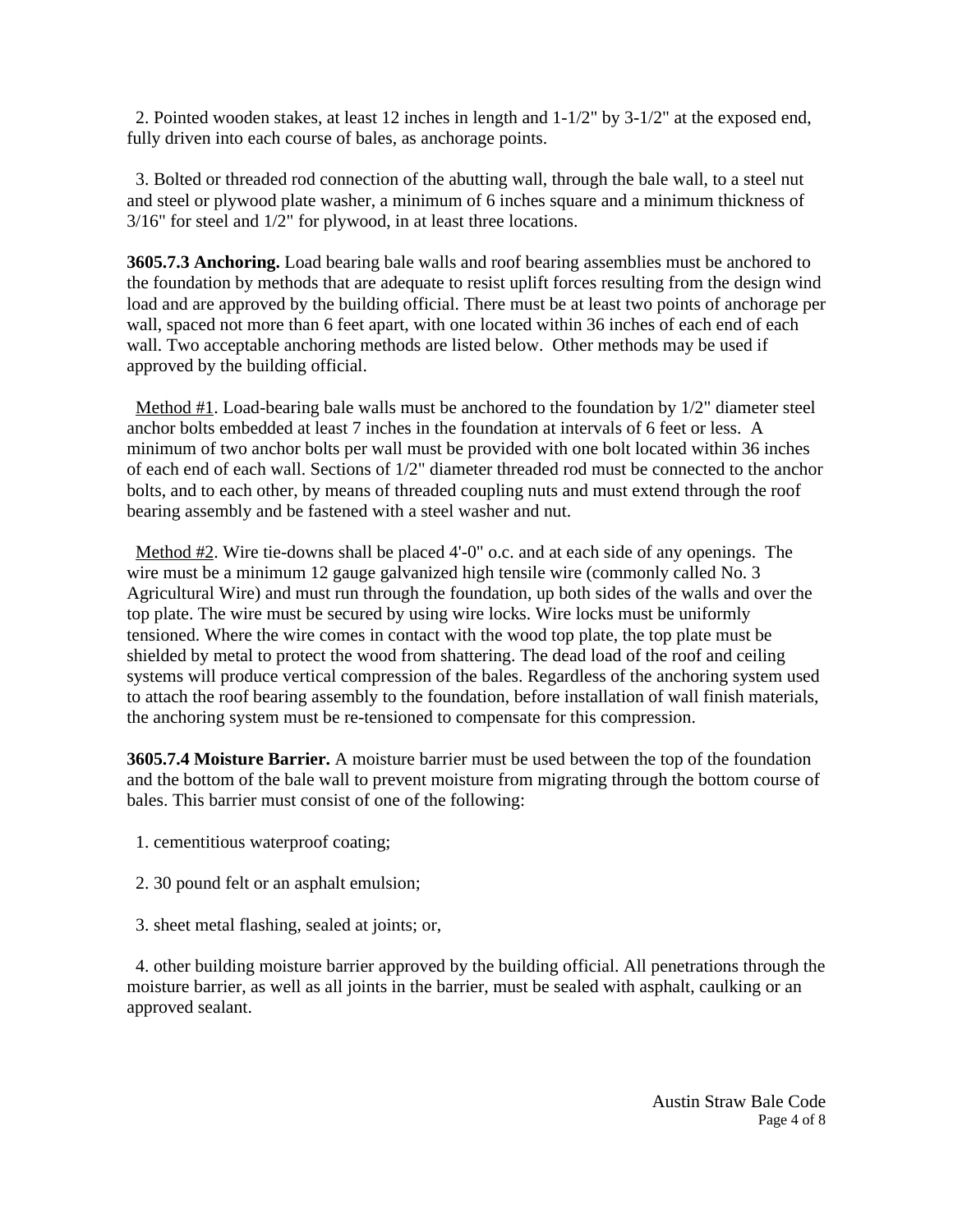2. Pointed wooden stakes, at least 12 inches in length and 1-1/2" by 3-1/2" at the exposed end, fully driven into each course of bales, as anchorage points.

3. Bolted or threaded rod connection of the abutting wall, through the bale wall, to a steel nut and steel or plywood plate washer, a minimum of 6 inches square and a minimum thickness of 3/16" for steel and 1/2" for plywood, in at least three locations.

**3605.7.3 Anchoring.** Load bearing bale walls and roof bearing assemblies must be anchored to the foundation by methods that are adequate to resist uplift forces resulting from the design wind load and are approved by the building official. There must be at least two points of anchorage per wall, spaced not more than 6 feet apart, with one located within 36 inches of each end of each wall. Two acceptable anchoring methods are listed below. Other methods may be used if approved by the building official.

<u>Method #1</u>. Load-bearing bale walls must be anchored to the foundation by 1/2" diameter steel anchor bolts embedded at least 7 inches in the foundation at intervals of 6 feet or less. A minimum of two anchor bolts per wall must be provided with one bolt located within 36 inches of each end of each wall. Sections of 1/2" diameter threaded rod must be connected to the anchor bolts, and to each other, by means of threaded coupling nuts and must extend through the roof bearing assembly and be fastened with a steel washer and nut.

<u>Method #2</u>. Wire tie-downs shall be placed 4'-0" o.c. and at each side of any openings. The wire must be a minimum 12 gauge galvanized high tensile wire (commonly called No. 3 Agricultural Wire) and must run through the foundation, up both sides of the walls and over the top plate. The wire must be secured by using wire locks. Wire locks must be uniformly tensioned. Where the wire comes in contact with the wood top plate, the top plate must be shielded by metal to protect the wood from shattering. The dead load of the roof and ceiling systems will produce vertical compression of the bales. Regardless of the anchoring system used to attach the roof bearing assembly to the foundation, before installation of wall finish materials, the anchoring system must be re-tensioned to compensate for this compression.

**3605.7.4 Moisture Barrier.** A moisture barrier must be used between the top of the foundation and the bottom of the bale wall to prevent moisture from migrating through the bottom course of bales. This barrier must consist of one of the following:

1. cementitious waterproof coating;

2. 30 pound felt or an asphalt emulsion;

3. sheet metal flashing, sealed at joints; or,

4. other building moisture barrier approved by the building official. All penetrations through the moisture barrier, as well as all joints in the barrier, must be sealed with asphalt, caulking or an approved sealant.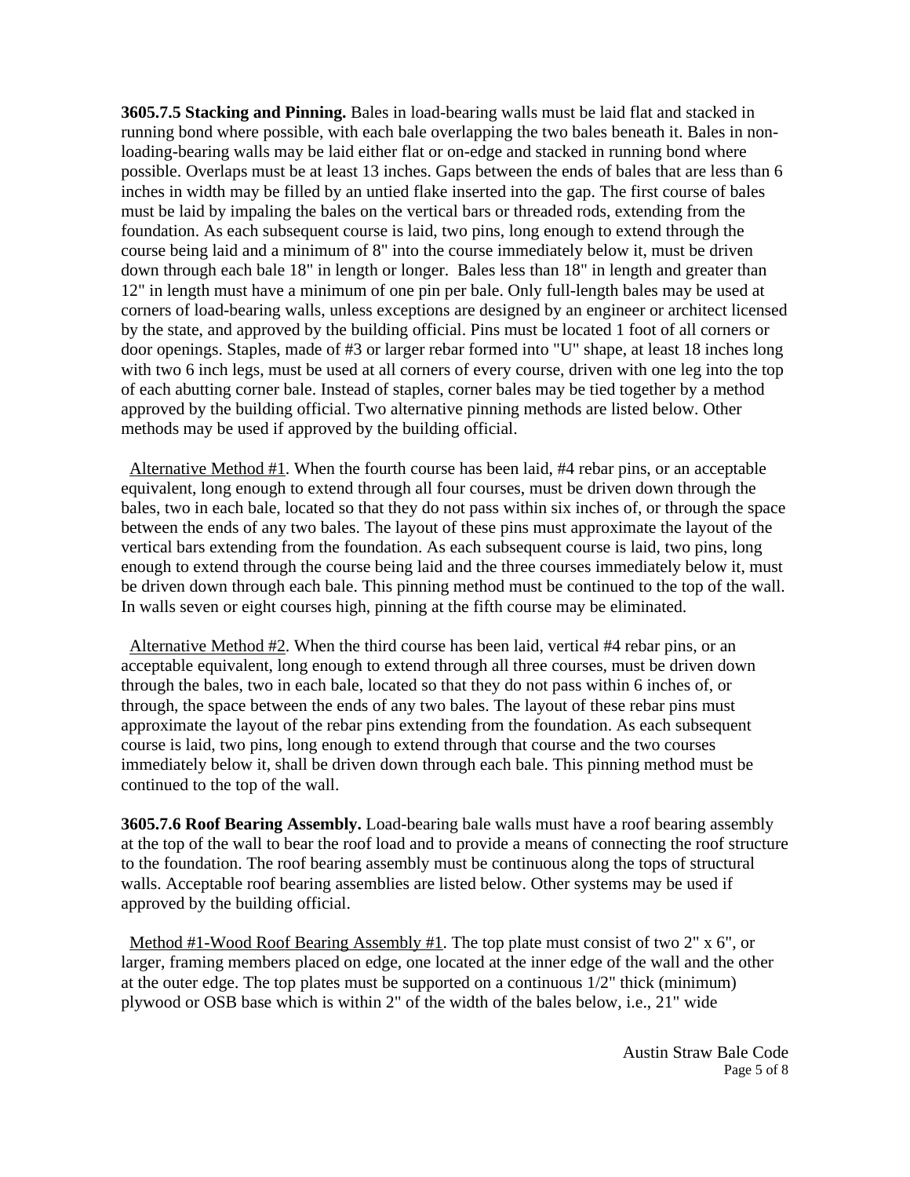**3605.7.5 Stacking and Pinning.** Bales in load-bearing walls must be laid flat and stacked in running bond where possible, with each bale overlapping the two bales beneath it. Bales in non-loading-bearing walls may be laid either flat or on-edge and stacked in running bond where possible. Overlaps must be at least 13 inches. Gaps between the ends of bales that are less than 6 inches in width may be filled by an untied flake inserted into the gap. The first course of bales must be laid by impaling the bales on the vertical bars or threaded rods, extending from the foundation. As each subsequent course is laid, two pins, long enough to extend through the course being laid and a minimum of 8" into the course immediately below it, must be driven down through each bale 18" in length or longer. Bales less than 18" in length and greater than 12" in length must have a minimum of one pin per bale. Only full-length bales may be used at corners of load-bearing walls, unless exceptions are designed by an engineer or architect licensed by the state, and approved by the building official. Pins must be located 1 foot of all corners or door openings. Staples, made of #3 or larger rebar formed into "U" shape, at least 18 inches long with two 6 inch legs, must be used at all corners of every course, driven with one leg into the top of each abutting corner bale. Instead of staples, corner bales may be tied together by a method approved by the building official. Two alternative pinning methods are listed below. Other methods may be used if approved by the building official.

Alternative Method #1. When the fourth course has been laid, #4 rebar pins, or an acceptable equivalent, long enough to extend through all four courses, must be driven down through the bales, two in each bale, located so that they do not pass within six inches of, or through the space between the ends of any two bales. The layout of these pins must approximate the layout of the vertical bars extending from the foundation. As each subsequent course is laid, two pins, long enough to extend through the course being laid and the three courses immediately below it, must be driven down through each bale. This pinning method must be continued to the top of the wall. In walls seven or eight courses high, pinning at the fifth course may be eliminated.

Alternative Method #2. When the third course has been laid, vertical #4 rebar pins, or an acceptable equivalent, long enough to extend through all three courses, must be driven down through the bales, two in each bale, located so that they do not pass within 6 inches of, or through, the space between the ends of any two bales. The layout of these rebar pins must approximate the layout of the rebar pins extending from the foundation. As each subsequent course is laid, two pins, long enough to extend through that course and the two courses immediately below it, shall be driven down through each bale. This pinning method must be continued to the top of the wall.

**3605.7.6 Roof Bearing Assembly.** Load-bearing bale walls must have a roof bearing assembly at the top of the wall to bear the roof load and to provide a means of connecting the roof structure to the foundation. The roof bearing assembly must be continuous along the tops of structural walls. Acceptable roof bearing assemblies are listed below. Other systems may be used if approved by the building official.

Method #1-Wood Roof Bearing Assembly #1. The top plate must consist of two 2" x 6", or larger, framing members placed on edge, one located at the inner edge of the wall and the other at the outer edge. The top plates must be supported on a continuous 1/2" thick (minimum) plywood or OSB base which is within 2" of the width of the bales below, i.e., 21" wide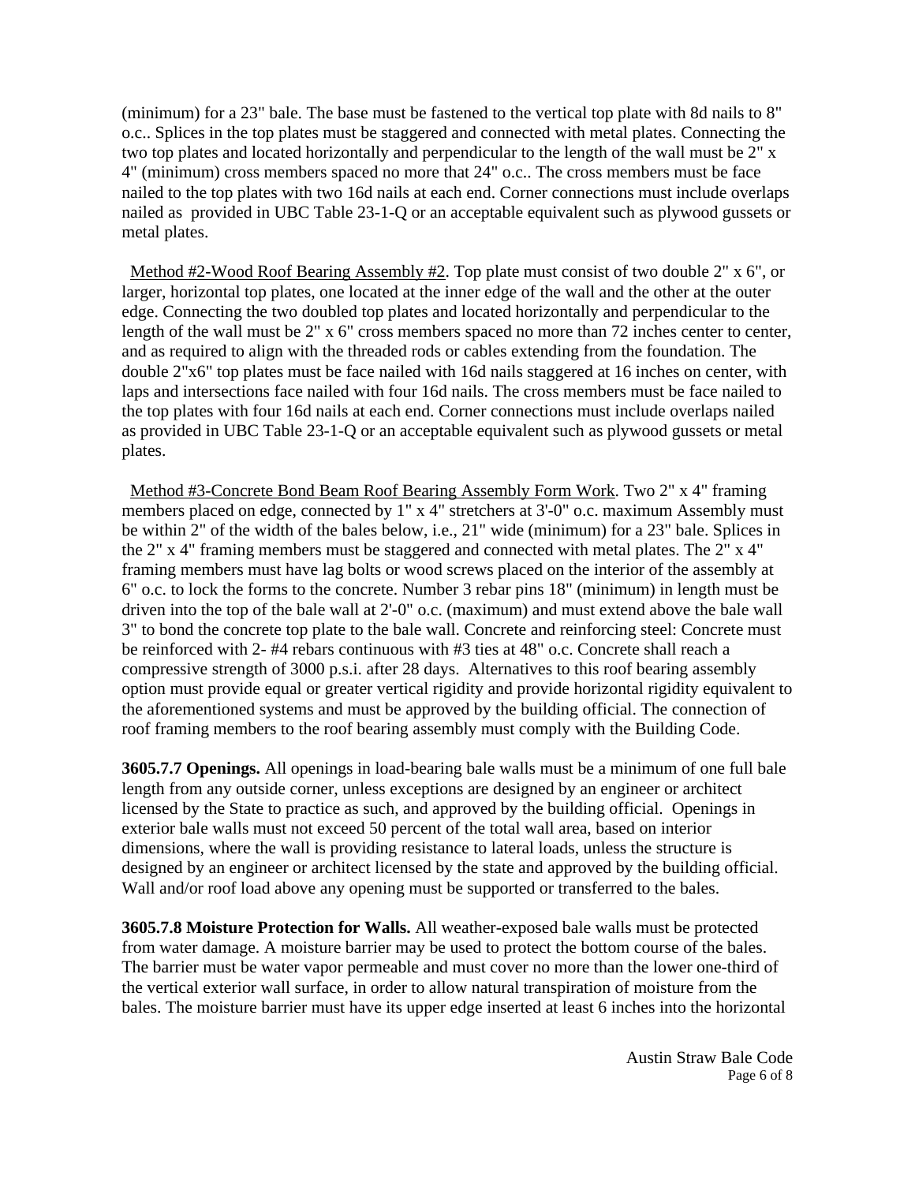(minimum) for a 23" bale. The base must be fastened to the vertical top plate with 8d nails to 8" o.c.. Splices in the top plates must be staggered and connected with metal plates. Connecting the two top plates and located horizontally and perpendicular to the length of the wall must be 2" x 4" (minimum) cross members spaced no more that 24" o.c.. The cross members must be face nailed to the top plates with two 16d nails at each end. Corner connections must include overlaps nailed as provided in UBC Table 23-1-Q or an acceptable equivalent such as plywood gussets or metal plates.

<u>Method #2-Wood Roof Bearing Assembly #2</u>. Top plate must consist of two double 2" x 6", or larger, horizontal top plates, one located at the inner edge of the wall and the other at the outer edge. Connecting the two doubled top plates and located horizontally and perpendicular to the length of the wall must be 2" x 6" cross members spaced no more than 72 inches center to center, and as required to align with the threaded rods or cables extending from the foundation. The double 2"x6" top plates must be face nailed with 16d nails staggered at 16 inches on center, with laps and intersections face nailed with four 16d nails. The cross members must be face nailed to the top plates with four 16d nails at each end. Corner connections must include overlaps nailed as provided in UBC Table 23-1-Q or an acceptable equivalent such as plywood gussets or metal plates.

<u>Method #3-Concrete Bond Beam Roof Bearing Assembly Form Work</u>. Two 2" x 4" framing members placed on edge, connected by 1" x 4" stretchers at 3'-0" o.c. maximum Assembly must be within 2" of the width of the bales below, i.e., 21" wide (minimum) for a 23" bale. Splices in the 2" x 4" framing members must be staggered and connected with metal plates. The 2" x 4" framing members must have lag bolts or wood screws placed on the interior of the assembly at 6" o.c. to lock the forms to the concrete. Number 3 rebar pins 18" (minimum) in length must be driven into the top of the bale wall at 2'-0" o.c. (maximum) and must extend above the bale wall 3" to bond the concrete top plate to the bale wall. Concrete and reinforcing steel: Concrete must be reinforced with 2- #4 rebars continuous with #3 ties at 48" o.c. Concrete shall reach a compressive strength of 3000 p.s.i. after 28 days. Alternatives to this roof bearing assembly option must provide equal or greater vertical rigidity and provide horizontal rigidity equivalent to the aforementioned systems and must be approved by the building official. The connection of roof framing members to the roof bearing assembly must comply with the Building Code.

**3605.7.7 Openings.** All openings in load-bearing bale walls must be a minimum of one full bale length from any outside corner, unless exceptions are designed by an engineer or architect licensed by the State to practice as such, and approved by the building official. Openings in exterior bale walls must not exceed 50 percent of the total wall area, based on interior dimensions, where the wall is providing resistance to lateral loads, unless the structure is designed by an engineer or architect licensed by the state and approved by the building official. Wall and/or roof load above any opening must be supported or transferred to the bales.

**3605.7.8 Moisture Protection for Walls.** All weather-exposed bale walls must be protected from water damage. A moisture barrier may be used to protect the bottom course of the bales. The barrier must be water vapor permeable and must cover no more than the lower one-third of the vertical exterior wall surface, in order to allow natural transpiration of moisture from the bales. The moisture barrier must have its upper edge inserted at least 6 inches into the horizontal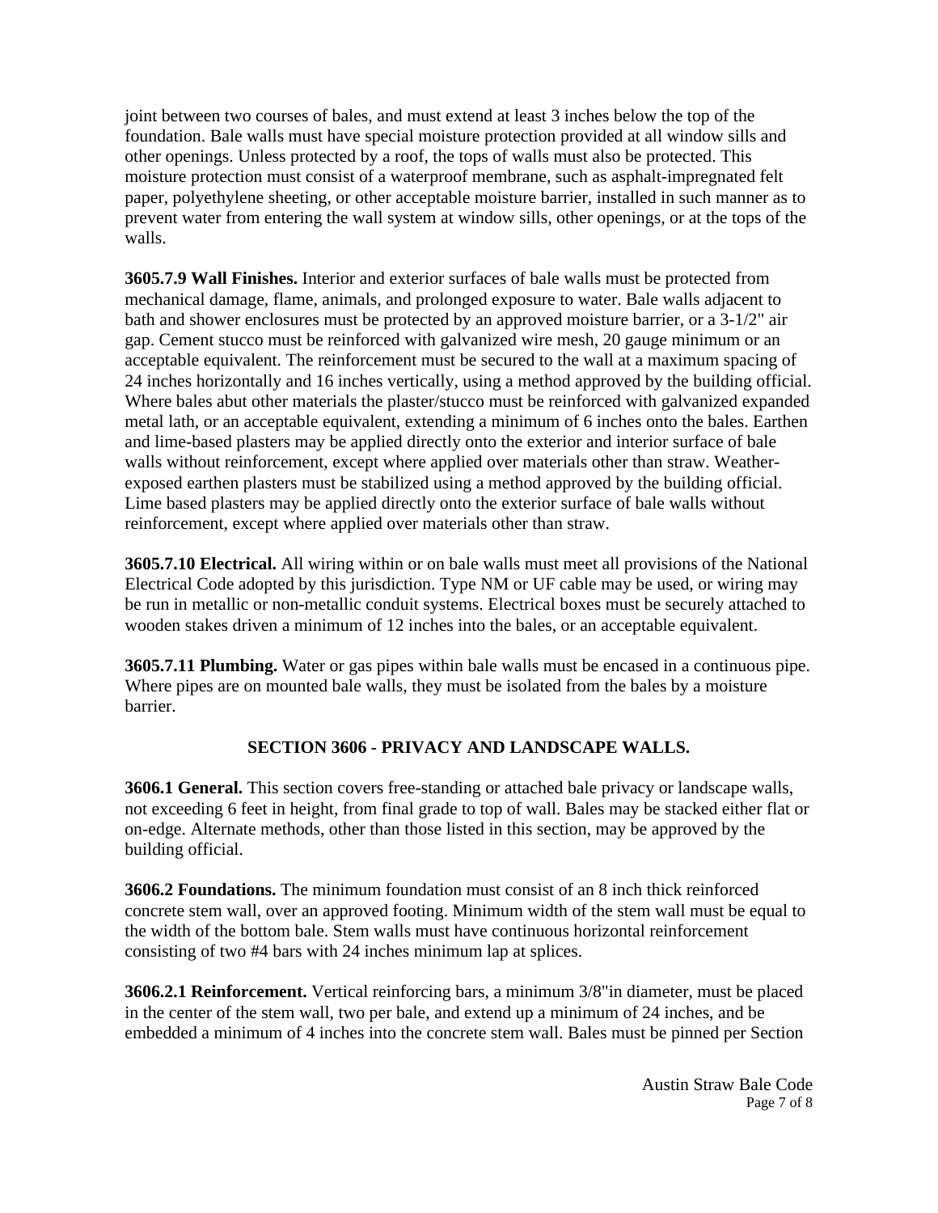joint between two courses of bales, and must extend at least 3 inches below the top of the foundation. Bale walls must have special moisture protection provided at all window sills and other openings. Unless protected by a roof, the tops of walls must also be protected. This moisture protection must consist of a waterproof membrane, such as asphalt-impregnated felt paper, polyethylene sheeting, or other acceptable moisture barrier, installed in such manner as to prevent water from entering the wall system at window sills, other openings, or at the tops of the walls.

**3605.7.9 Wall Finishes.** Interior and exterior surfaces of bale walls must be protected from mechanical damage, flame, animals, and prolonged exposure to water. Bale walls adjacent to bath and shower enclosures must be protected by an approved moisture barrier, or a 3-1/2" air gap. Cement stucco must be reinforced with galvanized wire mesh, 20 gauge minimum or an acceptable equivalent. The reinforcement must be secured to the wall at a maximum spacing of 24 inches horizontally and 16 inches vertically, using a method approved by the building official. Where bales abut other materials the plaster/stucco must be reinforced with galvanized expanded metal lath, or an acceptable equivalent, extending a minimum of 6 inches onto the bales. Earthen and lime-based plasters may be applied directly onto the exterior and interior surface of bale walls without reinforcement, except where applied over materials other than straw. Weather-exposed earthen plasters must be stabilized using a method approved by the building official. Lime based plasters may be applied directly onto the exterior surface of bale walls without reinforcement, except where applied over materials other than straw.

**3605.7.10 Electrical.** All wiring within or on bale walls must meet all provisions of the National Electrical Code adopted by this jurisdiction. Type NM or UF cable may be used, or wiring may be run in metallic or non-metallic conduit systems. Electrical boxes must be securely attached to wooden stakes driven a minimum of 12 inches into the bales, or an acceptable equivalent.

**3605.7.11 Plumbing.** Water or gas pipes within bale walls must be encased in a continuous pipe. Where pipes are on mounted bale walls, they must be isolated from the bales by a moisture barrier.

## SECTION 3606 - PRIVACY AND LANDSCAPE WALLS.

**3606.1 General.** This section covers free-standing or attached bale privacy or landscape walls, not exceeding 6 feet in height, from final grade to top of wall. Bales may be stacked either flat or on-edge. Alternate methods, other than those listed in this section, may be approved by the building official.

**3606.2 Foundations.** The minimum foundation must consist of an 8 inch thick reinforced concrete stem wall, over an approved footing. Minimum width of the stem wall must be equal to the width of the bottom bale. Stem walls must have continuous horizontal reinforcement consisting of two #4 bars with 24 inches minimum lap at splices.

**3606.2.1 Reinforcement.** Vertical reinforcing bars, a minimum 3/8"in diameter, must be placed in the center of the stem wall, two per bale, and extend up a minimum of 24 inches, and be embedded a minimum of 4 inches into the concrete stem wall. Bales must be pinned per Section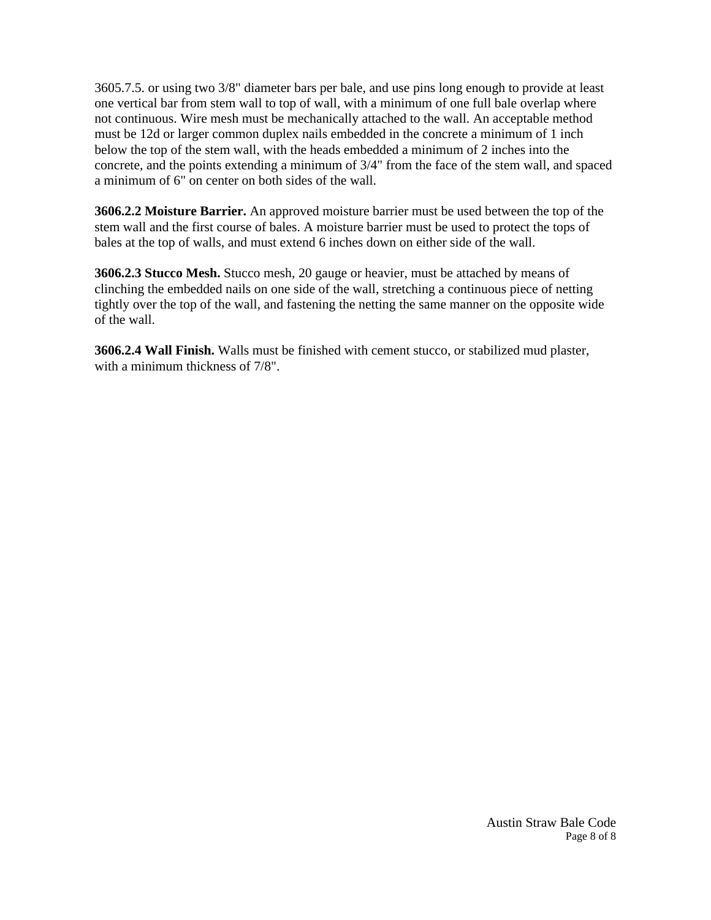3605.7.5. or using two 3/8" diameter bars per bale, and use pins long enough to provide at least one vertical bar from stem wall to top of wall, with a minimum of one full bale overlap where not continuous. Wire mesh must be mechanically attached to the wall. An acceptable method must be 12d or larger common duplex nails embedded in the concrete a minimum of 1 inch below the top of the stem wall, with the heads embedded a minimum of 2 inches into the concrete, and the points extending a minimum of 3/4" from the face of the stem wall, and spaced a minimum of 6" on center on both sides of the wall.

**3606.2.2 Moisture Barrier.** An approved moisture barrier must be used between the top of the stem wall and the first course of bales. A moisture barrier must be used to protect the tops of bales at the top of walls, and must extend 6 inches down on either side of the wall.

**3606.2.3 Stucco Mesh.** Stucco mesh, 20 gauge or heavier, must be attached by means of clinching the embedded nails on one side of the wall, stretching a continuous piece of netting tightly over the top of the wall, and fastening the netting the same manner on the opposite wide of the wall.

**3606.2.4 Wall Finish.** Walls must be finished with cement stucco, or stabilized mud plaster, with a minimum thickness of 7/8".